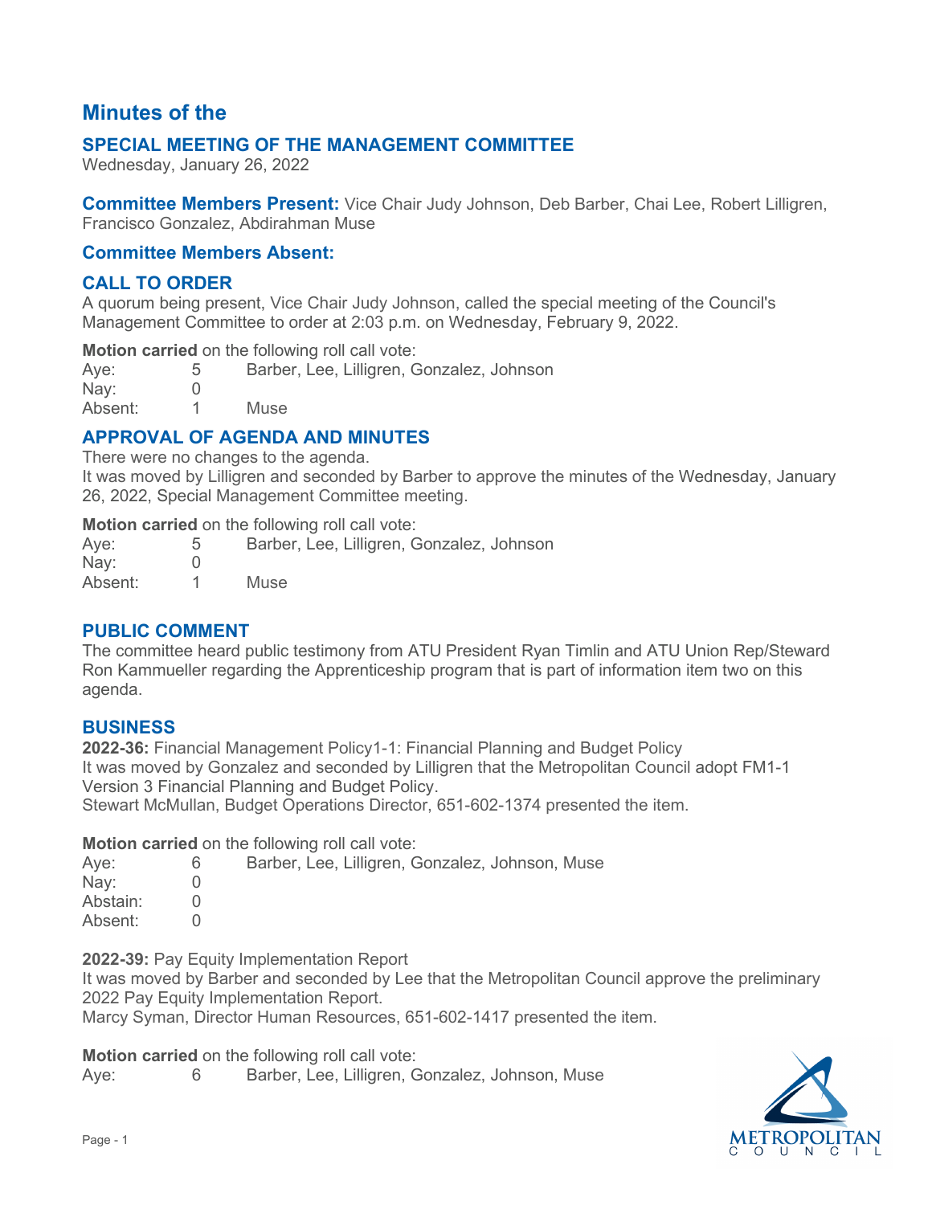# Minutes of the

## SPECIAL MEETING OF THE MANAGEMENT COMMITTEE

Wednesday, January 26, 2022

**Committee Members Present:** Vice Chair Judy Johnson, Deb Barber, Chai Lee, Robert Lilligren, Francisco Gonzalez, Abdirahman Muse

**Committee Members Absent:**

## CALL TO ORDER

A quorum being present, Vice Chair Judy Johnson, called the special meeting of the Council's Management Committee to order at 2:03 p.m. on Wednesday, February 9, 2022.

**Motion carried** on the following roll call vote:

| | | |
|---|---|---|
| Aye: | 5 | Barber, Lee, Lilligren, Gonzalez, Johnson |
| Nay: | 0 | |
| Absent: | 1 | Muse |

## APPROVAL OF AGENDA AND MINUTES

There were no changes to the agenda.

It was moved by Lilligren and seconded by Barber to approve the minutes of the Wednesday, January 26, 2022, Special Management Committee meeting.

**Motion carried** on the following roll call vote:

| | | |
|---|---|---|
| Aye: | 5 | Barber, Lee, Lilligren, Gonzalez, Johnson |
| Nay: | 0 | |
| Absent: | 1 | Muse |

## PUBLIC COMMENT

The committee heard public testimony from ATU President Ryan Timlin and ATU Union Rep/Steward Ron Kammueller regarding the Apprenticeship program that is part of information item two on this agenda.

## BUSINESS

**2022-36:** Financial Management Policy1-1: Financial Planning and Budget Policy

It was moved by Gonzalez and seconded by Lilligren that the Metropolitan Council adopt FM1-1 Version 3 Financial Planning and Budget Policy.

Stewart McMullan, Budget Operations Director, 651-602-1374 presented the item.

**Motion carried** on the following roll call vote:

| | | |
|---|---|---|
| Aye: | 6 | Barber, Lee, Lilligren, Gonzalez, Johnson, Muse |
| Nay: | 0 | |
| Abstain: | 0 | |
| Absent: | 0 | |

**2022-39:** Pay Equity Implementation Report

It was moved by Barber and seconded by Lee that the Metropolitan Council approve the preliminary 2022 Pay Equity Implementation Report.

Marcy Syman, Director Human Resources, 651-602-1417 presented the item.

**Motion carried** on the following roll call vote:

| | | |
|---|---|---|
| Aye: | 6 | Barber, Lee, Lilligren, Gonzalez, Johnson, Muse |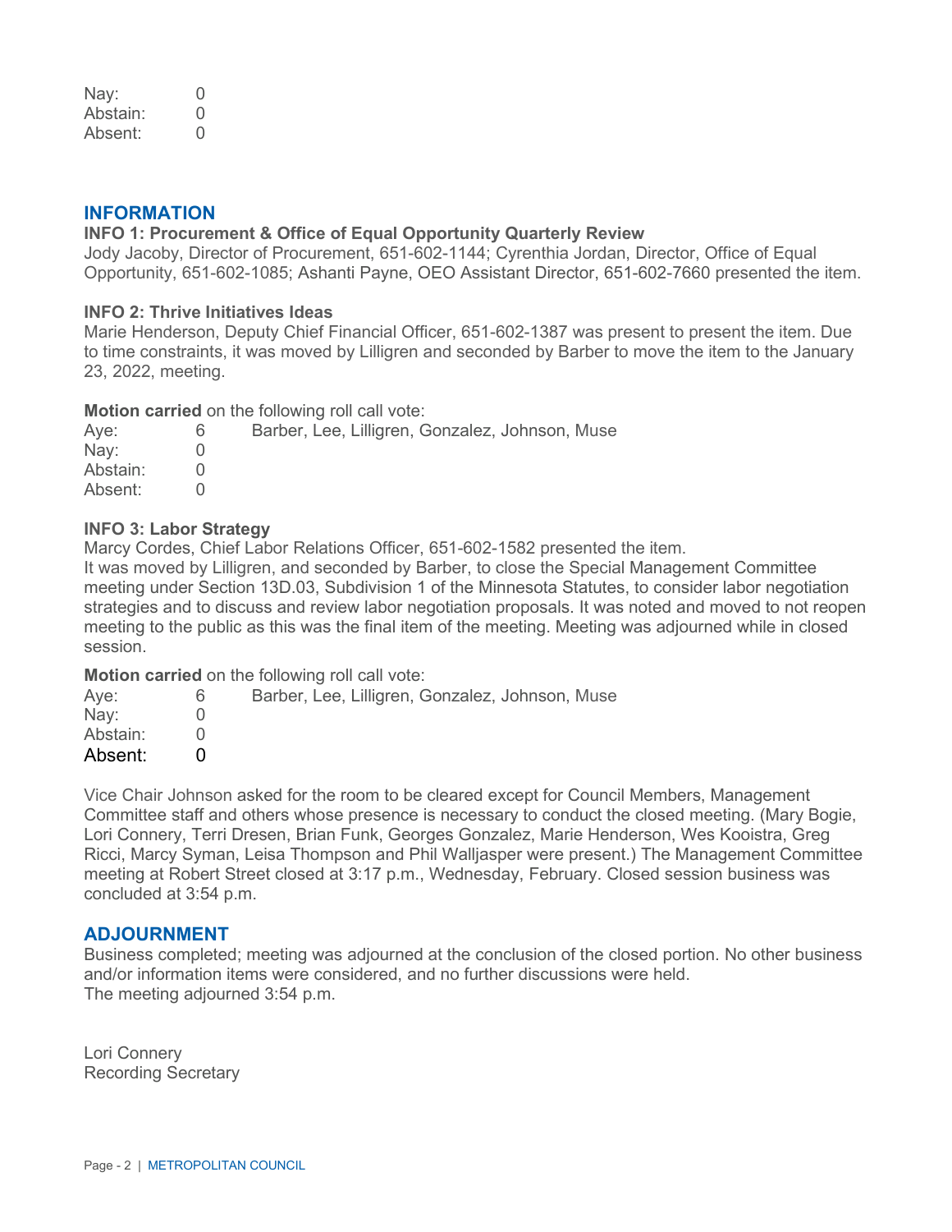| | | |
|---|---|---|
| Nay: | 0 | |
| Abstain: | 0 | |
| Absent: | 0 | |

## INFORMATION

**INFO 1: Procurement & Office of Equal Opportunity Quarterly Review**

Jody Jacoby, Director of Procurement, 651-602-1144; Cyrenthia Jordan, Director, Office of Equal Opportunity, 651-602-1085; Ashanti Payne, OEO Assistant Director, 651-602-7660 presented the item.

**INFO 2: Thrive Initiatives Ideas**

Marie Henderson, Deputy Chief Financial Officer, 651-602-1387 was present to present the item. Due to time constraints, it was moved by Lilligren and seconded by Barber to move the item to the January 23, 2022, meeting.

**Motion carried** on the following roll call vote:

| | | |
|---|---|---|
| Aye: | 6 | Barber, Lee, Lilligren, Gonzalez, Johnson, Muse |
| Nay: | 0 | |
| Abstain: | 0 | |
| Absent: | 0 | |

**INFO 3: Labor Strategy**

Marcy Cordes, Chief Labor Relations Officer, 651-602-1582 presented the item.

It was moved by Lilligren, and seconded by Barber, to close the Special Management Committee meeting under Section 13D.03, Subdivision 1 of the Minnesota Statutes, to consider labor negotiation strategies and to discuss and review labor negotiation proposals. It was noted and moved to not reopen meeting to the public as this was the final item of the meeting. Meeting was adjourned while in closed session.

**Motion carried** on the following roll call vote:

| | | |
|---|---|---|
| Aye: | 6 | Barber, Lee, Lilligren, Gonzalez, Johnson, Muse |
| Nay: | 0 | |
| Abstain: | 0 | |
| Absent: | 0 | |

Vice Chair Johnson asked for the room to be cleared except for Council Members, Management Committee staff and others whose presence is necessary to conduct the closed meeting. (Mary Bogie, Lori Connery, Terri Dresen, Brian Funk, Georges Gonzalez, Marie Henderson, Wes Kooistra, Greg Ricci, Marcy Syman, Leisa Thompson and Phil Walljasper were present.) The Management Committee meeting at Robert Street closed at 3:17 p.m., Wednesday, February. Closed session business was concluded at 3:54 p.m.

## ADJOURNMENT

Business completed; meeting was adjourned at the conclusion of the closed portion. No other business and/or information items were considered, and no further discussions were held.

The meeting adjourned 3:54 p.m.

Lori Connery
Recording Secretary